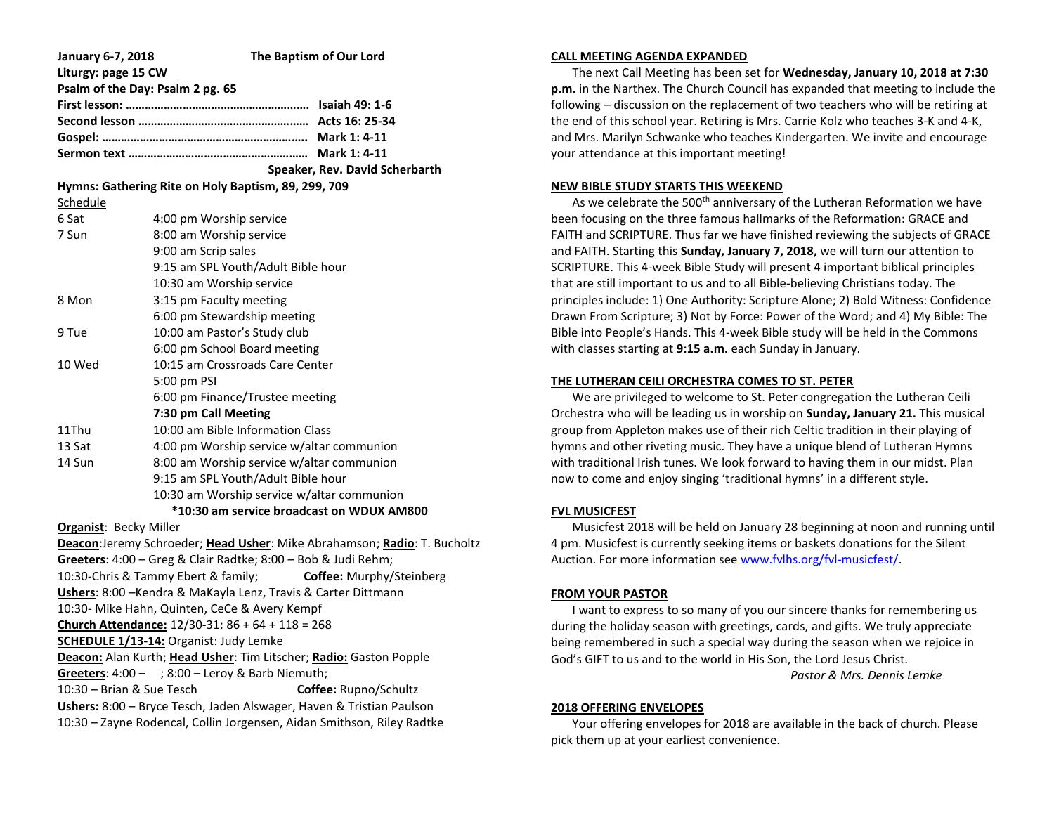**January 6-7, 2018** **The Baptism of Our Lord**

**Liturgy: page 15 CW**

**Psalm of the Day: Psalm 2 pg. 65**

**First lesson: ………………………………………………… Isaiah 49: 1-6**

**Second lesson ……………………………………………… Acts 16: 25-34**

**Gospel: ………………………………………………………. Mark 1: 4-11**

**Sermon text ………………………………………………. Mark 1: 4-11**

**Speaker, Rev. David Scherbarth**

**Hymns: Gathering Rite on Holy Baptism, 89, 299, 709**

Schedule

| | |
|---|---|
| 6 Sat | 4:00 pm Worship service |
| 7 Sun | 8:00 am Worship service |
| | 9:00 am Scrip sales |
| | 9:15 am SPL Youth/Adult Bible hour |
| | 10:30 am Worship service |
| 8 Mon | 3:15 pm Faculty meeting |
| | 6:00 pm Stewardship meeting |
| 9 Tue | 10:00 am Pastor's Study club |
| | 6:00 pm School Board meeting |
| 10 Wed | 10:15 am Crossroads Care Center |
| | 5:00 pm PSI |
| | 6:00 pm Finance/Trustee meeting |
| | **7:30 pm Call Meeting** |
| 11Thu | 10:00 am Bible Information Class |
| 13 Sat | 4:00 pm Worship service w/altar communion |
| 14 Sun | 8:00 am Worship service w/altar communion |
| | 9:15 am SPL Youth/Adult Bible hour |
| | 10:30 am Worship service w/altar communion |

**\*10:30 am service broadcast on WDUX AM800**

**Organist**: Becky Miller

**Deacon**:Jeremy Schroeder; **Head Usher**: Mike Abrahamson; **Radio**: T. Bucholtz

**Greeters**: 4:00 – Greg & Clair Radtke; 8:00 – Bob & Judi Rehm;

10:30-Chris & Tammy Ebert & family; **Coffee:** Murphy/Steinberg

**Ushers**: 8:00 –Kendra & MaKayla Lenz, Travis & Carter Dittmann

10:30- Mike Hahn, Quinten, CeCe & Avery Kempf

**Church Attendance:** 12/30-31: 86 + 64 + 118 = 268

**SCHEDULE 1/13-14:** Organist: Judy Lemke

**Deacon:** Alan Kurth; **Head Usher**: Tim Litscher; **Radio:** Gaston Popple

**Greeters**: 4:00 – ; 8:00 – Leroy & Barb Niemuth;

10:30 – Brian & Sue Tesch **Coffee:** Rupno/Schultz

**Ushers:** 8:00 – Bryce Tesch, Jaden Alswager, Haven & Tristian Paulson

10:30 – Zayne Rodencal, Collin Jorgensen, Aidan Smithson, Riley Radtke

## CALL MEETING AGENDA EXPANDED

The next Call Meeting has been set for **Wednesday, January 10, 2018 at 7:30 p.m.** in the Narthex. The Church Council has expanded that meeting to include the following – discussion on the replacement of two teachers who will be retiring at the end of this school year. Retiring is Mrs. Carrie Kolz who teaches 3-K and 4-K, and Mrs. Marilyn Schwanke who teaches Kindergarten. We invite and encourage your attendance at this important meeting!

## NEW BIBLE STUDY STARTS THIS WEEKEND

As we celebrate the 500th anniversary of the Lutheran Reformation we have been focusing on the three famous hallmarks of the Reformation: GRACE and FAITH and SCRIPTURE. Thus far we have finished reviewing the subjects of GRACE and FAITH. Starting this **Sunday, January 7, 2018,** we will turn our attention to SCRIPTURE. This 4-week Bible Study will present 4 important biblical principles that are still important to us and to all Bible-believing Christians today. The principles include: 1) One Authority: Scripture Alone; 2) Bold Witness: Confidence Drawn From Scripture; 3) Not by Force: Power of the Word; and 4) My Bible: The Bible into People's Hands. This 4-week Bible study will be held in the Commons with classes starting at **9:15 a.m.** each Sunday in January.

## THE LUTHERAN CEILI ORCHESTRA COMES TO ST. PETER

We are privileged to welcome to St. Peter congregation the Lutheran Ceili Orchestra who will be leading us in worship on **Sunday, January 21.** This musical group from Appleton makes use of their rich Celtic tradition in their playing of hymns and other riveting music. They have a unique blend of Lutheran Hymns with traditional Irish tunes. We look forward to having them in our midst. Plan now to come and enjoy singing 'traditional hymns' in a different style.

## FVL MUSICFEST

Musicfest 2018 will be held on January 28 beginning at noon and running until 4 pm. Musicfest is currently seeking items or baskets donations for the Silent Auction. For more information see www.fvlhs.org/fvl-musicfest/.

## FROM YOUR PASTOR

I want to express to so many of you our sincere thanks for remembering us during the holiday season with greetings, cards, and gifts. We truly appreciate being remembered in such a special way during the season when we rejoice in God's GIFT to us and to the world in His Son, the Lord Jesus Christ.

*Pastor & Mrs. Dennis Lemke*

## 2018 OFFERING ENVELOPES

Your offering envelopes for 2018 are available in the back of church. Please pick them up at your earliest convenience.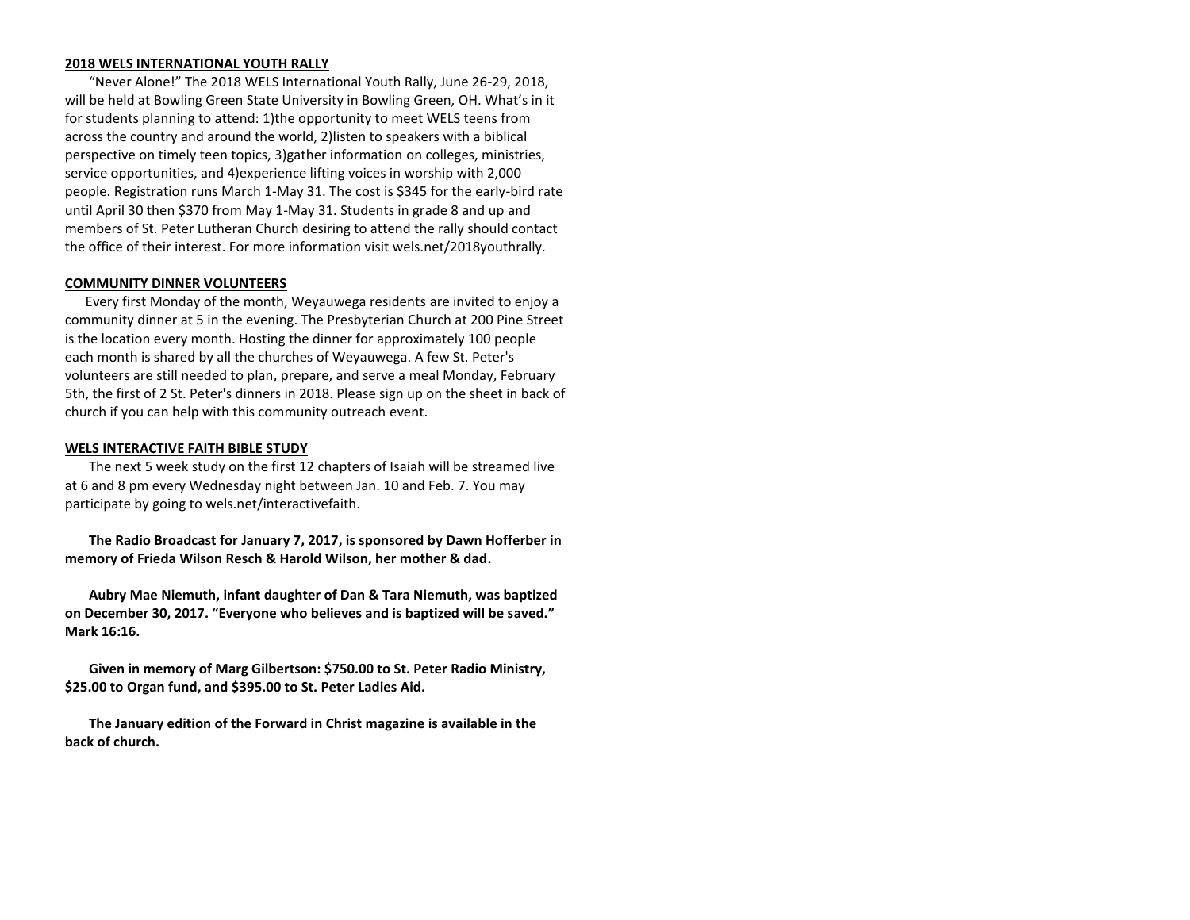**2018 WELS INTERNATIONAL YOUTH RALLY**

"Never Alone!" The 2018 WELS International Youth Rally, June 26-29, 2018, will be held at Bowling Green State University in Bowling Green, OH. What's in it for students planning to attend: 1)the opportunity to meet WELS teens from across the country and around the world, 2)listen to speakers with a biblical perspective on timely teen topics, 3)gather information on colleges, ministries, service opportunities, and 4)experience lifting voices in worship with 2,000 people. Registration runs March 1-May 31. The cost is $345 for the early-bird rate until April 30 then $370 from May 1-May 31. Students in grade 8 and up and members of St. Peter Lutheran Church desiring to attend the rally should contact the office of their interest. For more information visit wels.net/2018youthrally.

**COMMUNITY DINNER VOLUNTEERS**

Every first Monday of the month, Weyauwega residents are invited to enjoy a community dinner at 5 in the evening. The Presbyterian Church at 200 Pine Street is the location every month. Hosting the dinner for approximately 100 people each month is shared by all the churches of Weyauwega. A few St. Peter's volunteers are still needed to plan, prepare, and serve a meal Monday, February 5th, the first of 2 St. Peter's dinners in 2018. Please sign up on the sheet in back of church if you can help with this community outreach event.

**WELS INTERACTIVE FAITH BIBLE STUDY**

The next 5 week study on the first 12 chapters of Isaiah will be streamed live at 6 and 8 pm every Wednesday night between Jan. 10 and Feb. 7. You may participate by going to wels.net/interactivefaith.

**The Radio Broadcast for January 7, 2017, is sponsored by Dawn Hofferber in memory of Frieda Wilson Resch & Harold Wilson, her mother & dad.**

**Aubry Mae Niemuth, infant daughter of Dan & Tara Niemuth, was baptized on December 30, 2017. "Everyone who believes and is baptized will be saved." Mark 16:16.**

**Given in memory of Marg Gilbertson: $750.00 to St. Peter Radio Ministry, $25.00 to Organ fund, and $395.00 to St. Peter Ladies Aid.**

**The January edition of the Forward in Christ magazine is available in the back of church.**